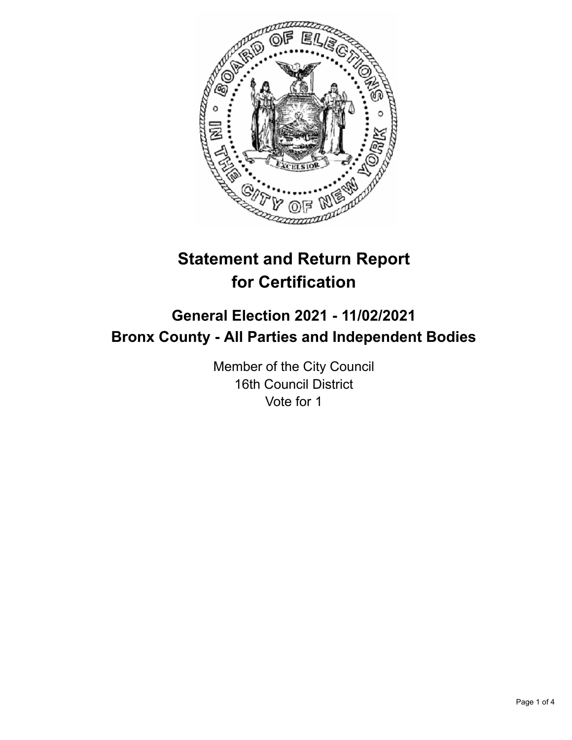# Statement and Return Report for Certification

## General Election 2021 - 11/02/2021
## Bronx County - All Parties and Independent Bodies

Member of the City Council
16th Council District
Vote for 1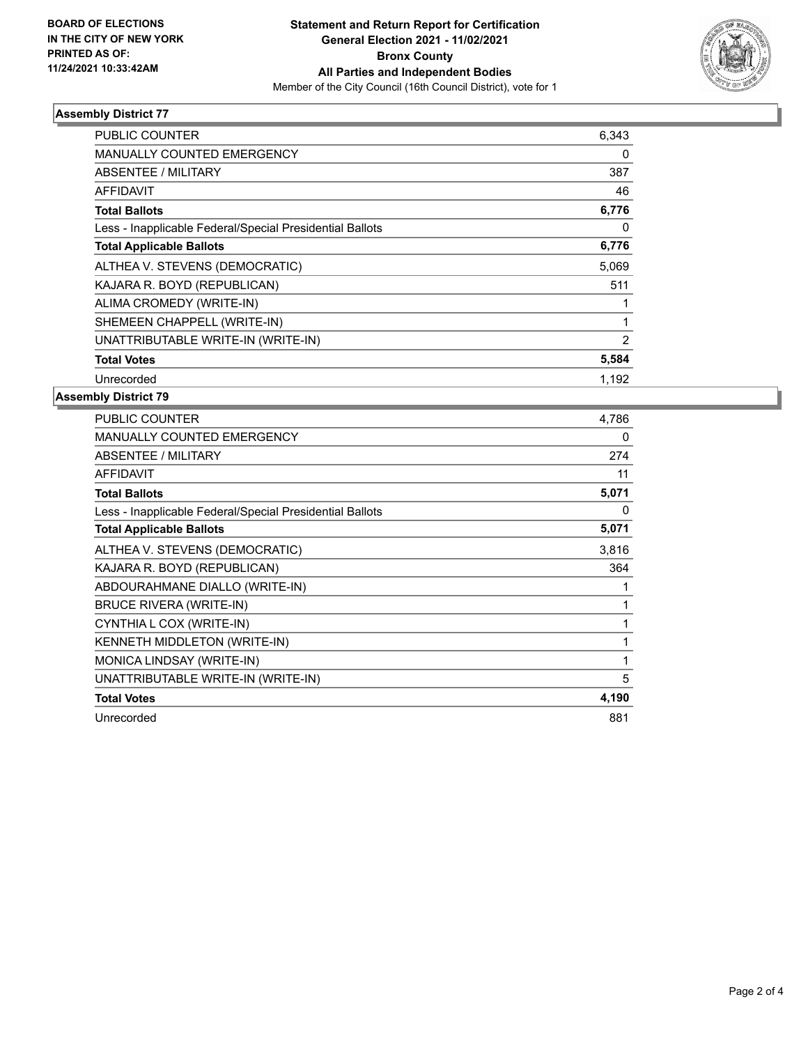**BOARD OF ELECTIONS IN THE CITY OF NEW YORK PRINTED AS OF: 11/24/2021 10:33:42AM**

**Statement and Return Report for Certification General Election 2021 - 11/02/2021 Bronx County All Parties and Independent Bodies**

Member of the City Council (16th Council District), vote for 1

### Assembly District 77

| | |
|---|---|
| PUBLIC COUNTER | 6,343 |
| MANUALLY COUNTED EMERGENCY | 0 |
| ABSENTEE / MILITARY | 387 |
| AFFIDAVIT | 46 |
| **Total Ballots** | **6,776** |
| Less - Inapplicable Federal/Special Presidential Ballots | 0 |
| **Total Applicable Ballots** | **6,776** |
| ALTHEA V. STEVENS (DEMOCRATIC) | 5,069 |
| KAJARA R. BOYD (REPUBLICAN) | 511 |
| ALIMA CROMEDY (WRITE-IN) | 1 |
| SHEMEEN CHAPPELL (WRITE-IN) | 1 |
| UNATTRIBUTABLE WRITE-IN (WRITE-IN) | 2 |
| **Total Votes** | **5,584** |
| Unrecorded | 1,192 |

### Assembly District 79

| | |
|---|---|
| PUBLIC COUNTER | 4,786 |
| MANUALLY COUNTED EMERGENCY | 0 |
| ABSENTEE / MILITARY | 274 |
| AFFIDAVIT | 11 |
| **Total Ballots** | **5,071** |
| Less - Inapplicable Federal/Special Presidential Ballots | 0 |
| **Total Applicable Ballots** | **5,071** |
| ALTHEA V. STEVENS (DEMOCRATIC) | 3,816 |
| KAJARA R. BOYD (REPUBLICAN) | 364 |
| ABDOURAHMANE DIALLO (WRITE-IN) | 1 |
| BRUCE RIVERA (WRITE-IN) | 1 |
| CYNTHIA L COX (WRITE-IN) | 1 |
| KENNETH MIDDLETON (WRITE-IN) | 1 |
| MONICA LINDSAY (WRITE-IN) | 1 |
| UNATTRIBUTABLE WRITE-IN (WRITE-IN) | 5 |
| **Total Votes** | **4,190** |
| Unrecorded | 881 |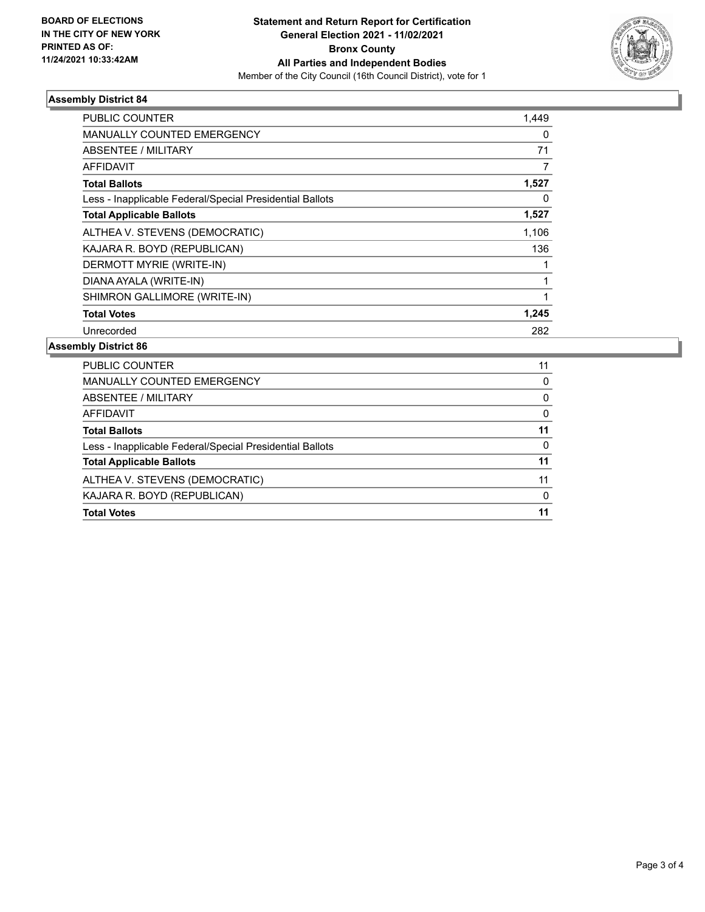**BOARD OF ELECTIONS IN THE CITY OF NEW YORK PRINTED AS OF: 11/24/2021 10:33:42AM**

**Statement and Return Report for Certification General Election 2021 - 11/02/2021 Bronx County All Parties and Independent Bodies**

Member of the City Council (16th Council District), vote for 1

### Assembly District 84

| | |
|---|---|
| PUBLIC COUNTER | 1,449 |
| MANUALLY COUNTED EMERGENCY | 0 |
| ABSENTEE / MILITARY | 71 |
| AFFIDAVIT | 7 |
| **Total Ballots** | **1,527** |
| Less - Inapplicable Federal/Special Presidential Ballots | 0 |
| **Total Applicable Ballots** | **1,527** |
| ALTHEA V. STEVENS (DEMOCRATIC) | 1,106 |
| KAJARA R. BOYD (REPUBLICAN) | 136 |
| DERMOTT MYRIE (WRITE-IN) | 1 |
| DIANA AYALA (WRITE-IN) | 1 |
| SHIMRON GALLIMORE (WRITE-IN) | 1 |
| **Total Votes** | **1,245** |
| Unrecorded | 282 |

### Assembly District 86

| | |
|---|---|
| PUBLIC COUNTER | 11 |
| MANUALLY COUNTED EMERGENCY | 0 |
| ABSENTEE / MILITARY | 0 |
| AFFIDAVIT | 0 |
| **Total Ballots** | **11** |
| Less - Inapplicable Federal/Special Presidential Ballots | 0 |
| **Total Applicable Ballots** | **11** |
| ALTHEA V. STEVENS (DEMOCRATIC) | 11 |
| KAJARA R. BOYD (REPUBLICAN) | 0 |
| **Total Votes** | **11** |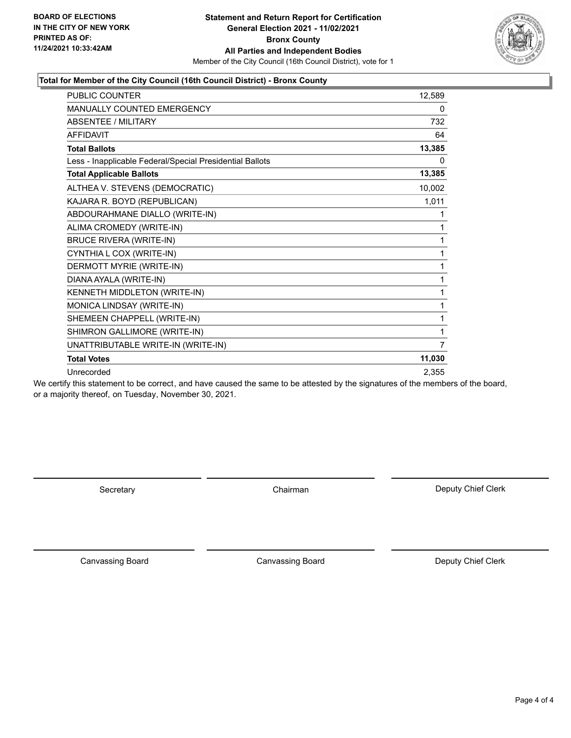**BOARD OF ELECTIONS**
**IN THE CITY OF NEW YORK**
**PRINTED AS OF:**
**11/24/2021 10:33:42AM**

**Statement and Return Report for Certification**
**General Election 2021 - 11/02/2021**
**Bronx County**
**All Parties and Independent Bodies**
Member of the City Council (16th Council District), vote for 1

### Total for Member of the City Council (16th Council District) - Bronx County

| | |
|---|---|
| PUBLIC COUNTER | 12,589 |
| MANUALLY COUNTED EMERGENCY | 0 |
| ABSENTEE / MILITARY | 732 |
| AFFIDAVIT | 64 |
| **Total Ballots** | **13,385** |
| Less - Inapplicable Federal/Special Presidential Ballots | 0 |
| **Total Applicable Ballots** | **13,385** |
| ALTHEA V. STEVENS (DEMOCRATIC) | 10,002 |
| KAJARA R. BOYD (REPUBLICAN) | 1,011 |
| ABDOURAHMANE DIALLO (WRITE-IN) | 1 |
| ALIMA CROMEDY (WRITE-IN) | 1 |
| BRUCE RIVERA (WRITE-IN) | 1 |
| CYNTHIA L COX (WRITE-IN) | 1 |
| DERMOTT MYRIE (WRITE-IN) | 1 |
| DIANA AYALA (WRITE-IN) | 1 |
| KENNETH MIDDLETON (WRITE-IN) | 1 |
| MONICA LINDSAY (WRITE-IN) | 1 |
| SHEMEEN CHAPPELL (WRITE-IN) | 1 |
| SHIMRON GALLIMORE (WRITE-IN) | 1 |
| UNATTRIBUTABLE WRITE-IN (WRITE-IN) | 7 |
| **Total Votes** | **11,030** |
| Unrecorded | 2,355 |

We certify this statement to be correct, and have caused the same to be attested by the signatures of the members of the board, or a majority thereof, on Tuesday, November 30, 2021.

Secretary

Chairman

Deputy Chief Clerk

Canvassing Board

Canvassing Board

Deputy Chief Clerk